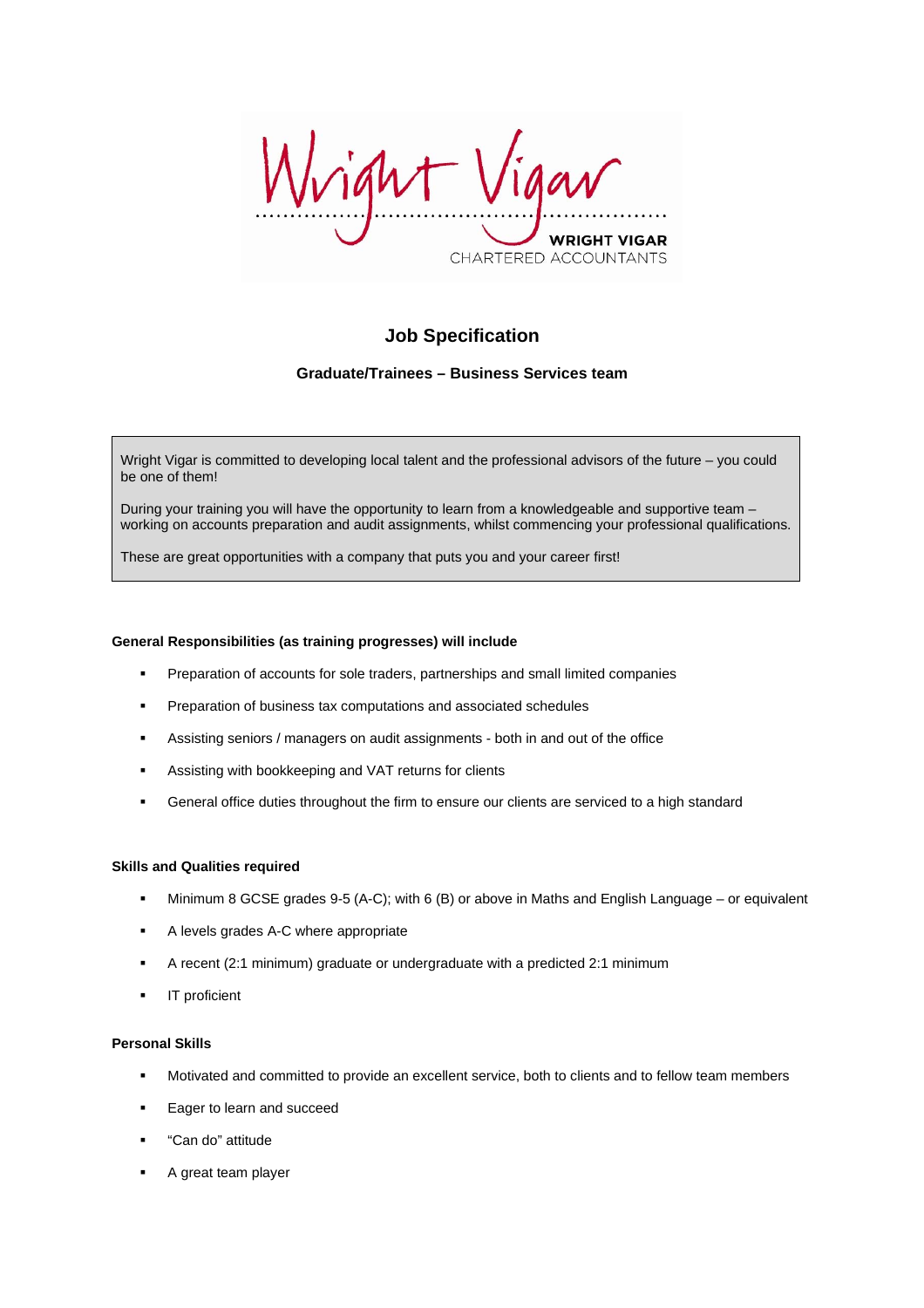WRIGHT VIGAR
CHARTERED ACCOUNTANTS

# Job Specification

## Graduate/Trainees – Business Services team

Wright Vigar is committed to developing local talent and the professional advisors of the future – you could be one of them!

During your training you will have the opportunity to learn from a knowledgeable and supportive team – working on accounts preparation and audit assignments, whilst commencing your professional qualifications.

These are great opportunities with a company that puts you and your career first!

**General Responsibilities (as training progresses) will include**

- Preparation of accounts for sole traders, partnerships and small limited companies
- Preparation of business tax computations and associated schedules
- Assisting seniors / managers on audit assignments - both in and out of the office
- Assisting with bookkeeping and VAT returns for clients
- General office duties throughout the firm to ensure our clients are serviced to a high standard

**Skills and Qualities required**

- Minimum 8 GCSE grades 9-5 (A-C); with 6 (B) or above in Maths and English Language – or equivalent
- A levels grades A-C where appropriate
- A recent (2:1 minimum) graduate or undergraduate with a predicted 2:1 minimum
- IT proficient

**Personal Skills**

- Motivated and committed to provide an excellent service, both to clients and to fellow team members
- Eager to learn and succeed
- "Can do" attitude
- A great team player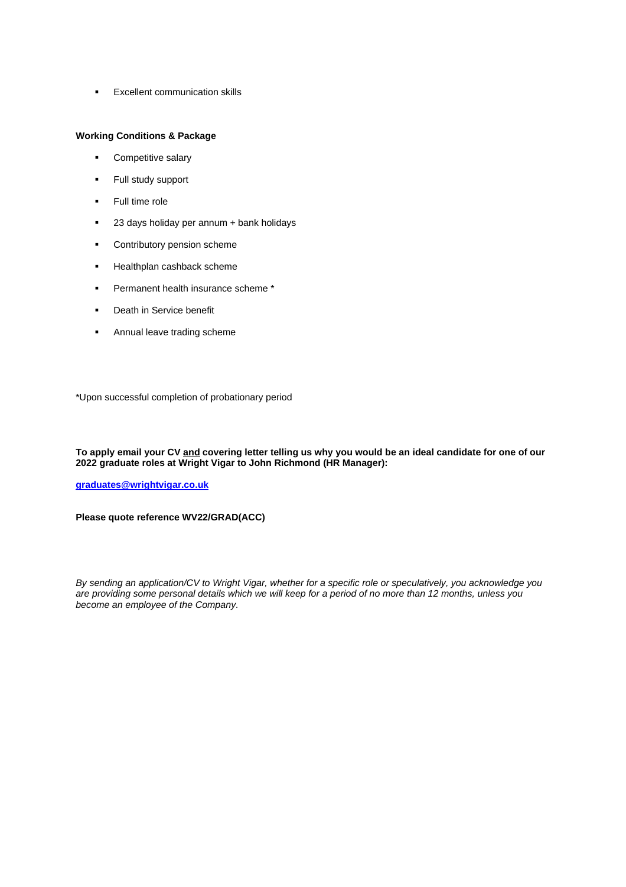- Excellent communication skills

**Working Conditions & Package**

- Competitive salary
- Full study support
- Full time role
- 23 days holiday per annum + bank holidays
- Contributory pension scheme
- Healthplan cashback scheme
- Permanent health insurance scheme *
- Death in Service benefit
- Annual leave trading scheme

*Upon successful completion of probationary period

**To apply email your CV <u>and</u> covering letter telling us why you would be an ideal candidate for one of our 2022 graduate roles at Wright Vigar to John Richmond (HR Manager):**

**[graduates@wrightvigar.co.uk](mailto:graduates@wrightvigar.co.uk)**

**Please quote reference WV22/GRAD(ACC)**

*By sending an application/CV to Wright Vigar, whether for a specific role or speculatively, you acknowledge you are providing some personal details which we will keep for a period of no more than 12 months, unless you become an employee of the Company.*